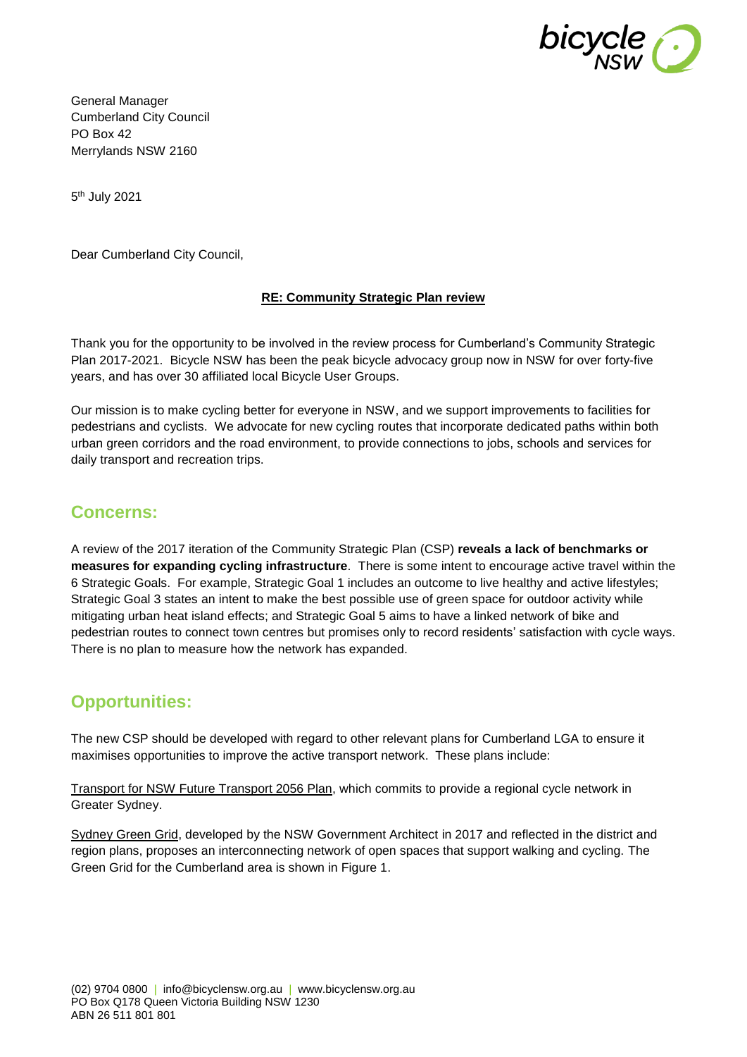General Manager
Cumberland City Council
PO Box 42
Merrylands NSW 2160

5th July 2021

Dear Cumberland City Council,

**RE: Community Strategic Plan review**

Thank you for the opportunity to be involved in the review process for Cumberland's Community Strategic Plan 2017-2021. Bicycle NSW has been the peak bicycle advocacy group now in NSW for over forty-five years, and has over 30 affiliated local Bicycle User Groups.

Our mission is to make cycling better for everyone in NSW, and we support improvements to facilities for pedestrians and cyclists. We advocate for new cycling routes that incorporate dedicated paths within both urban green corridors and the road environment, to provide connections to jobs, schools and services for daily transport and recreation trips.

## Concerns:

A review of the 2017 iteration of the Community Strategic Plan (CSP) **reveals a lack of benchmarks or measures for expanding cycling infrastructure**. There is some intent to encourage active travel within the 6 Strategic Goals. For example, Strategic Goal 1 includes an outcome to live healthy and active lifestyles; Strategic Goal 3 states an intent to make the best possible use of green space for outdoor activity while mitigating urban heat island effects; and Strategic Goal 5 aims to have a linked network of bike and pedestrian routes to connect town centres but promises only to record residents' satisfaction with cycle ways. There is no plan to measure how the network has expanded.

## Opportunities:

The new CSP should be developed with regard to other relevant plans for Cumberland LGA to ensure it maximises opportunities to improve the active transport network. These plans include:

Transport for NSW Future Transport 2056 Plan, which commits to provide a regional cycle network in Greater Sydney.

Sydney Green Grid, developed by the NSW Government Architect in 2017 and reflected in the district and region plans, proposes an interconnecting network of open spaces that support walking and cycling. The Green Grid for the Cumberland area is shown in Figure 1.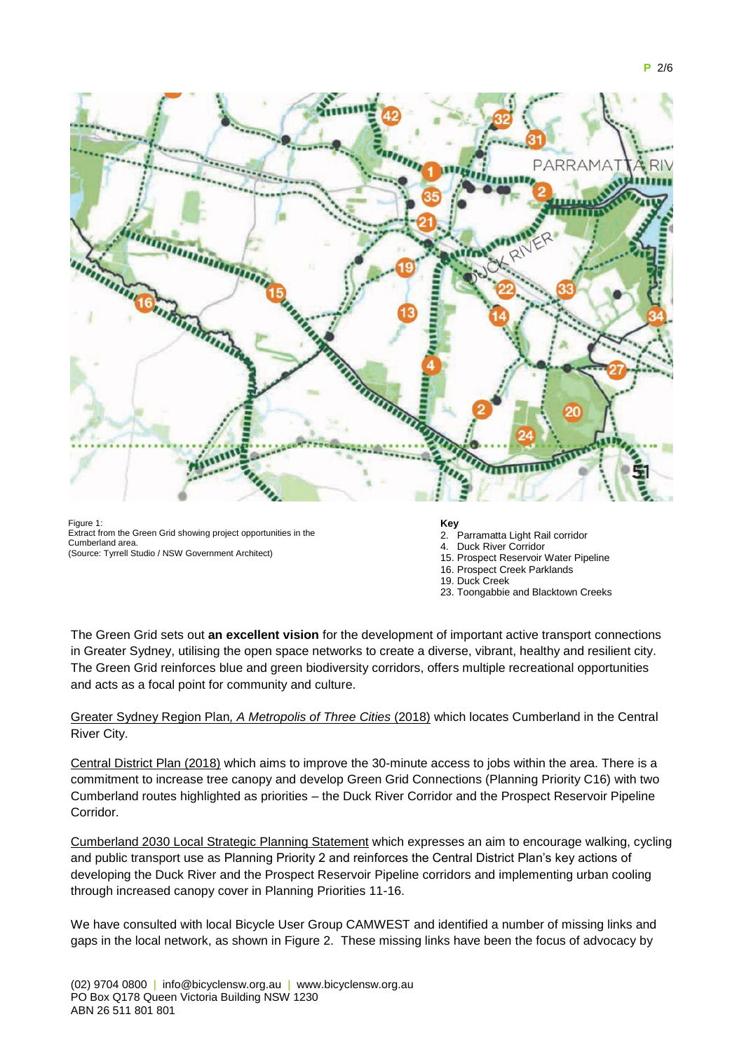Figure 1:
Extract from the Green Grid showing project opportunities in the Cumberland area.
(Source: Tyrrell Studio / NSW Government Architect)

**Key**

2. Parramatta Light Rail corridor
4. Duck River Corridor
15. Prospect Reservoir Water Pipeline
16. Prospect Creek Parklands
19. Duck Creek
23. Toongabbie and Blacktown Creeks

The Green Grid sets out **an excellent vision** for the development of important active transport connections in Greater Sydney, utilising the open space networks to create a diverse, vibrant, healthy and resilient city. The Green Grid reinforces blue and green biodiversity corridors, offers multiple recreational opportunities and acts as a focal point for community and culture.

Greater Sydney Region Plan, *A Metropolis of Three Cities* (2018) which locates Cumberland in the Central River City.

Central District Plan (2018) which aims to improve the 30-minute access to jobs within the area. There is a commitment to increase tree canopy and develop Green Grid Connections (Planning Priority C16) with two Cumberland routes highlighted as priorities – the Duck River Corridor and the Prospect Reservoir Pipeline Corridor.

Cumberland 2030 Local Strategic Planning Statement which expresses an aim to encourage walking, cycling and public transport use as Planning Priority 2 and reinforces the Central District Plan's key actions of developing the Duck River and the Prospect Reservoir Pipeline corridors and implementing urban cooling through increased canopy cover in Planning Priorities 11-16.

We have consulted with local Bicycle User Group CAMWEST and identified a number of missing links and gaps in the local network, as shown in Figure 2. These missing links have been the focus of advocacy by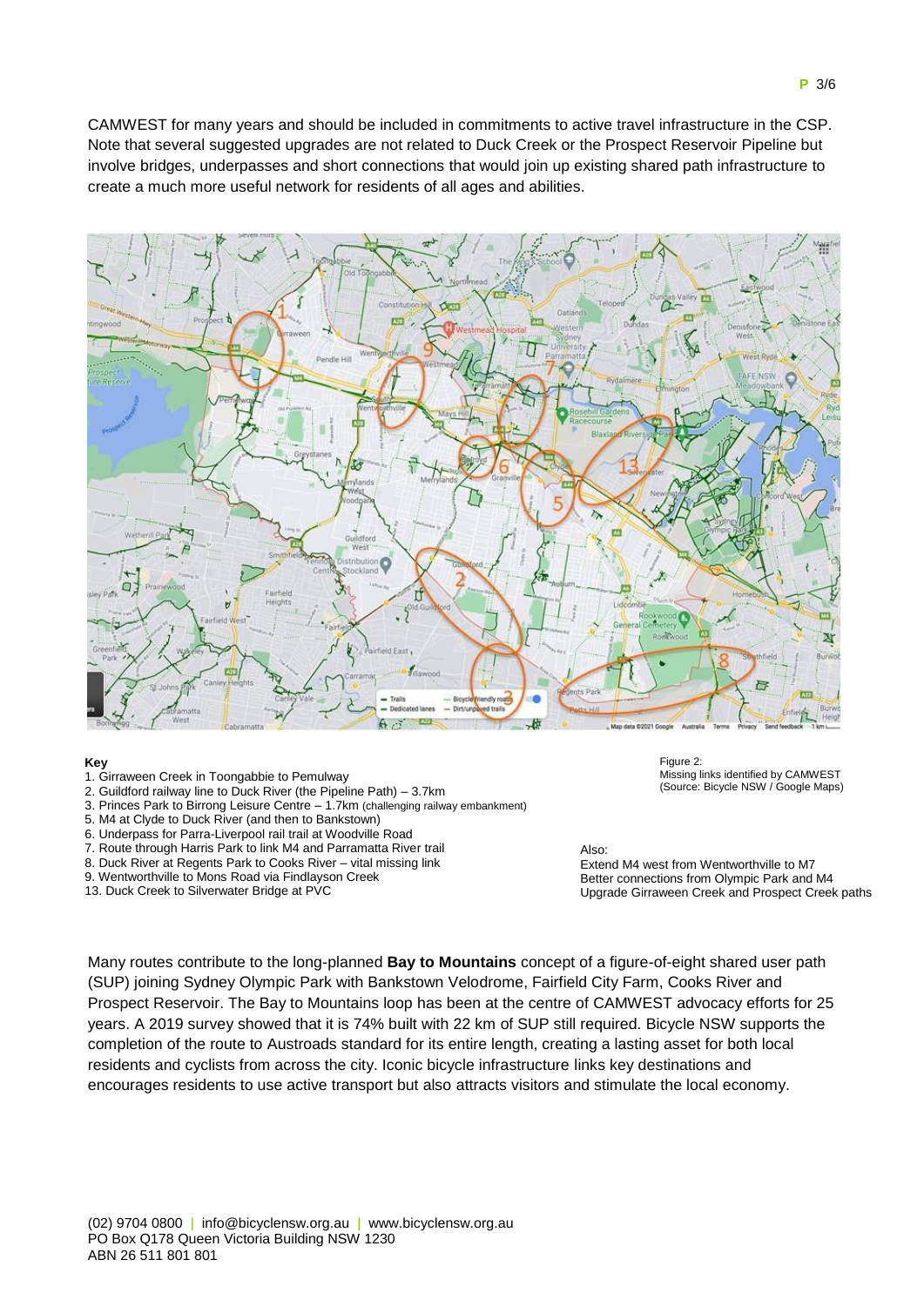CAMWEST for many years and should be included in commitments to active travel infrastructure in the CSP. Note that several suggested upgrades are not related to Duck Creek or the Prospect Reservoir Pipeline but involve bridges, underpasses and short connections that would join up existing shared path infrastructure to create a much more useful network for residents of all ages and abilities.

**Key**

1. Girraween Creek in Toongabbie to Pemulway
2. Guildford railway line to Duck River (the Pipeline Path) – 3.7km
3. Princes Park to Birrong Leisure Centre – 1.7km (challenging railway embankment)
5. M4 at Clyde to Duck River (and then to Bankstown)
6. Underpass for Parra-Liverpool rail trail at Woodville Road
7. Route through Harris Park to link M4 and Parramatta River trail
8. Duck River at Regents Park to Cooks River – vital missing link
9. Wentworthville to Mons Road via Findlayson Creek
13. Duck Creek to Silverwater Bridge at PVC

Figure 2:
Missing links identified by CAMWEST
(Source: Bicycle NSW / Google Maps)

Also:
Extend M4 west from Wentworthville to M7
Better connections from Olympic Park and M4
Upgrade Girraween Creek and Prospect Creek paths

Many routes contribute to the long-planned **Bay to Mountains** concept of a figure-of-eight shared user path (SUP) joining Sydney Olympic Park with Bankstown Velodrome, Fairfield City Farm, Cooks River and Prospect Reservoir. The Bay to Mountains loop has been at the centre of CAMWEST advocacy efforts for 25 years. A 2019 survey showed that it is 74% built with 22 km of SUP still required. Bicycle NSW supports the completion of the route to Austroads standard for its entire length, creating a lasting asset for both local residents and cyclists from across the city. Iconic bicycle infrastructure links key destinations and encourages residents to use active transport but also attracts visitors and stimulate the local economy.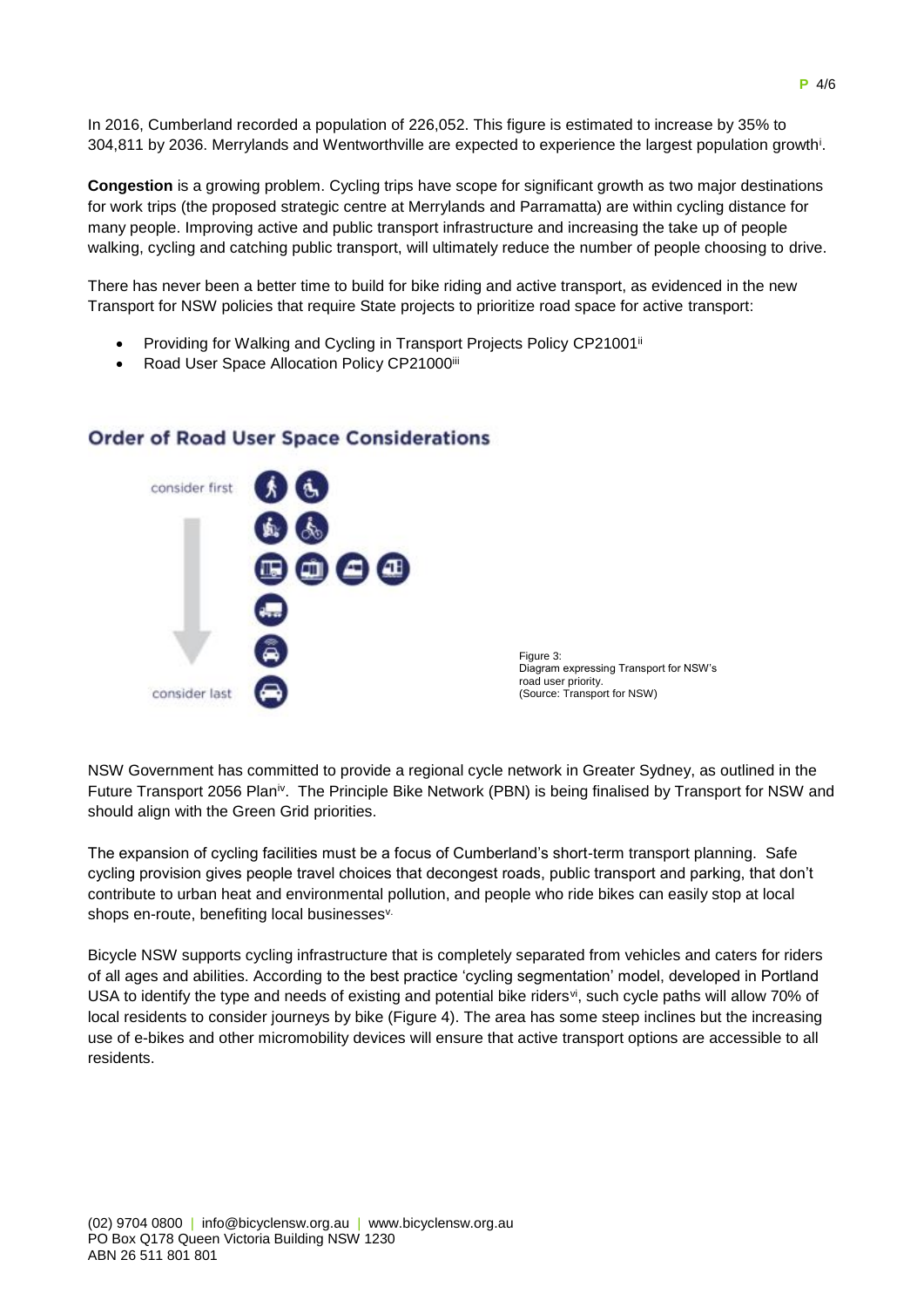In 2016, Cumberland recorded a population of 226,052. This figure is estimated to increase by 35% to 304,811 by 2036. Merrylands and Wentworthville are expected to experience the largest population growth[i].

**Congestion** is a growing problem. Cycling trips have scope for significant growth as two major destinations for work trips (the proposed strategic centre at Merrylands and Parramatta) are within cycling distance for many people. Improving active and public transport infrastructure and increasing the take up of people walking, cycling and catching public transport, will ultimately reduce the number of people choosing to drive.

There has never been a better time to build for bike riding and active transport, as evidenced in the new Transport for NSW policies that require State projects to prioritize road space for active transport:

- Providing for Walking and Cycling in Transport Projects Policy CP21001[ii]
- Road User Space Allocation Policy CP21000[iii]

## Order of Road User Space Considerations

consider first

consider last

Figure 3:
Diagram expressing Transport for NSW's road user priority.
(Source: Transport for NSW)

NSW Government has committed to provide a regional cycle network in Greater Sydney, as outlined in the Future Transport 2056 Plan[iv]. The Principle Bike Network (PBN) is being finalised by Transport for NSW and should align with the Green Grid priorities.

The expansion of cycling facilities must be a focus of Cumberland's short-term transport planning. Safe cycling provision gives people travel choices that decongest roads, public transport and parking, that don't contribute to urban heat and environmental pollution, and people who ride bikes can easily stop at local shops en-route, benefiting local businesses[v].

Bicycle NSW supports cycling infrastructure that is completely separated from vehicles and caters for riders of all ages and abilities. According to the best practice 'cycling segmentation' model, developed in Portland USA to identify the type and needs of existing and potential bike riders[vi], such cycle paths will allow 70% of local residents to consider journeys by bike (Figure 4). The area has some steep inclines but the increasing use of e-bikes and other micromobility devices will ensure that active transport options are accessible to all residents.

(02) 9704 0800 | info@bicyclensw.org.au | www.bicyclensw.org.au
PO Box Q178 Queen Victoria Building NSW 1230
ABN 26 511 801 801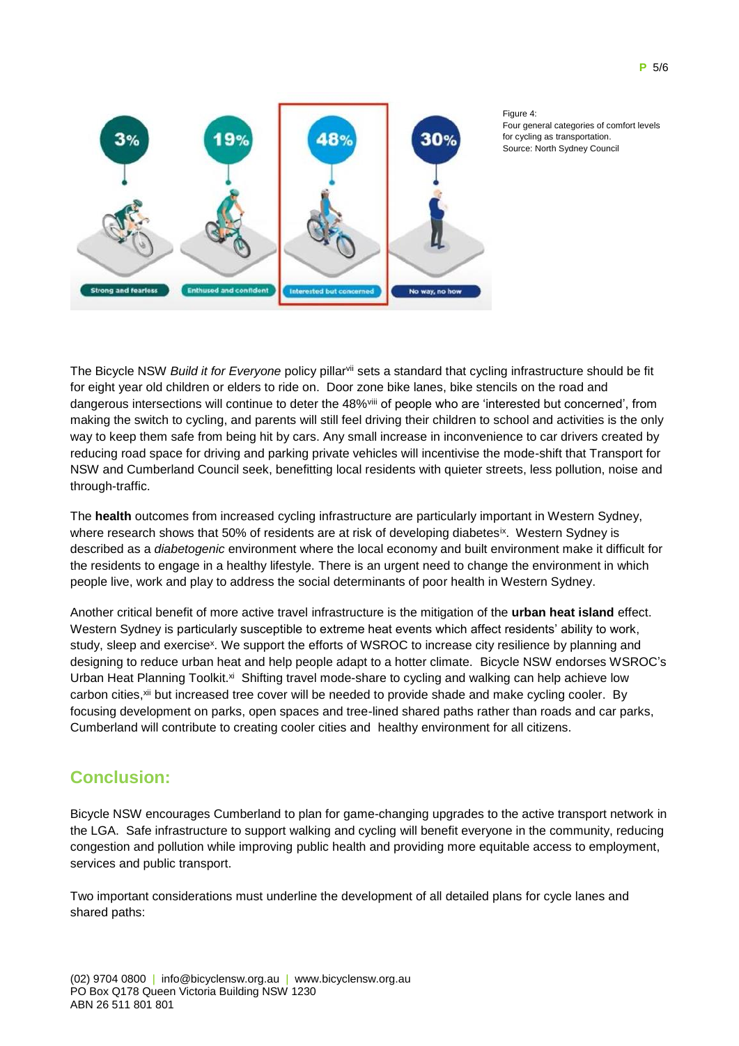Figure 4:
Four general categories of comfort levels for cycling as transportation.
Source: North Sydney Council

The Bicycle NSW *Build it for Everyone* policy pillar[vii] sets a standard that cycling infrastructure should be fit for eight year old children or elders to ride on. Door zone bike lanes, bike stencils on the road and dangerous intersections will continue to deter the 48%[viii] of people who are 'interested but concerned', from making the switch to cycling, and parents will still feel driving their children to school and activities is the only way to keep them safe from being hit by cars. Any small increase in inconvenience to car drivers created by reducing road space for driving and parking private vehicles will incentivise the mode-shift that Transport for NSW and Cumberland Council seek, benefitting local residents with quieter streets, less pollution, noise and through-traffic.

The **health** outcomes from increased cycling infrastructure are particularly important in Western Sydney, where research shows that 50% of residents are at risk of developing diabetes[ix]. Western Sydney is described as a *diabetogenic* environment where the local economy and built environment make it difficult for the residents to engage in a healthy lifestyle. There is an urgent need to change the environment in which people live, work and play to address the social determinants of poor health in Western Sydney.

Another critical benefit of more active travel infrastructure is the mitigation of the **urban heat island** effect. Western Sydney is particularly susceptible to extreme heat events which affect residents' ability to work, study, sleep and exercise[x]. We support the efforts of WSROC to increase city resilience by planning and designing to reduce urban heat and help people adapt to a hotter climate. Bicycle NSW endorses WSROC's Urban Heat Planning Toolkit.[xi] Shifting travel mode-share to cycling and walking can help achieve low carbon cities,[xii] but increased tree cover will be needed to provide shade and make cycling cooler. By focusing development on parks, open spaces and tree-lined shared paths rather than roads and car parks, Cumberland will contribute to creating cooler cities and healthy environment for all citizens.

## Conclusion:

Bicycle NSW encourages Cumberland to plan for game-changing upgrades to the active transport network in the LGA. Safe infrastructure to support walking and cycling will benefit everyone in the community, reducing congestion and pollution while improving public health and providing more equitable access to employment, services and public transport.

Two important considerations must underline the development of all detailed plans for cycle lanes and shared paths: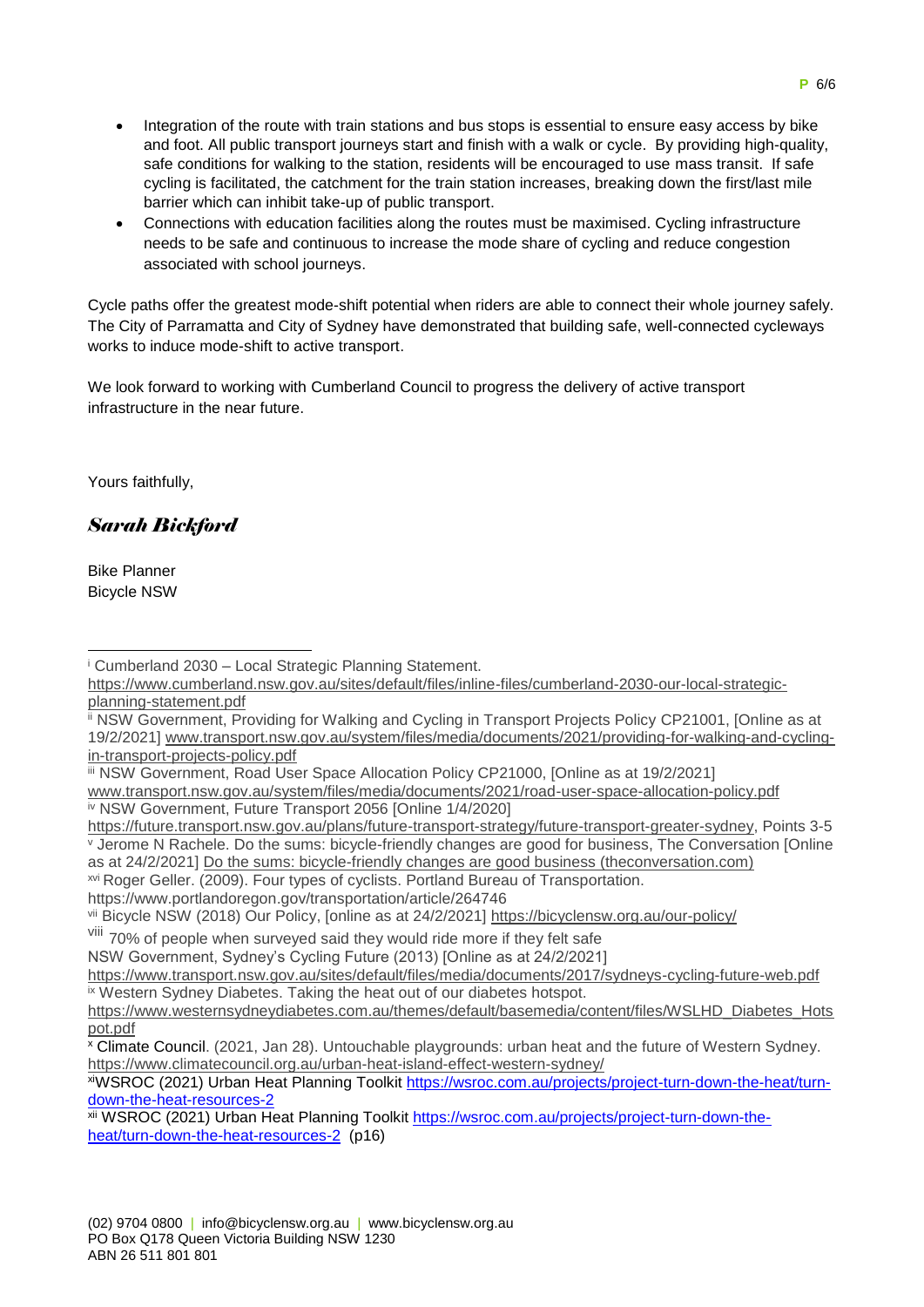- Integration of the route with train stations and bus stops is essential to ensure easy access by bike and foot. All public transport journeys start and finish with a walk or cycle. By providing high-quality, safe conditions for walking to the station, residents will be encouraged to use mass transit. If safe cycling is facilitated, the catchment for the train station increases, breaking down the first/last mile barrier which can inhibit take-up of public transport.
- Connections with education facilities along the routes must be maximised. Cycling infrastructure needs to be safe and continuous to increase the mode share of cycling and reduce congestion associated with school journeys.

Cycle paths offer the greatest mode-shift potential when riders are able to connect their whole journey safely. The City of Parramatta and City of Sydney have demonstrated that building safe, well-connected cycleways works to induce mode-shift to active transport.

We look forward to working with Cumberland Council to progress the delivery of active transport infrastructure in the near future.

Yours faithfully,

*Sarah Bickford*

Bike Planner
Bicycle NSW

---

[i] Cumberland 2030 – Local Strategic Planning Statement. https://www.cumberland.nsw.gov.au/sites/default/files/inline-files/cumberland-2030-our-local-strategic-planning-statement.pdf

[ii] NSW Government, Providing for Walking and Cycling in Transport Projects Policy CP21001, [Online as at 19/2/2021] www.transport.nsw.gov.au/system/files/media/documents/2021/providing-for-walking-and-cycling-in-transport-projects-policy.pdf

[iii] NSW Government, Road User Space Allocation Policy CP21000, [Online as at 19/2/2021] www.transport.nsw.gov.au/system/files/media/documents/2021/road-user-space-allocation-policy.pdf

[iv] NSW Government, Future Transport 2056 [Online 1/4/2020] https://future.transport.nsw.gov.au/plans/future-transport-strategy/future-transport-greater-sydney, Points 3-5

[v] Jerome N Rachele. Do the sums: bicycle-friendly changes are good for business, The Conversation [Online as at 24/2/2021] Do the sums: bicycle-friendly changes are good business (theconversation.com)

[xvi] Roger Geller. (2009). Four types of cyclists. Portland Bureau of Transportation. https://www.portlandoregon.gov/transportation/article/264746

[vii] Bicycle NSW (2018) Our Policy, [online as at 24/2/2021] https://bicyclensw.org.au/our-policy/

[viii] 70% of people when surveyed said they would ride more if they felt safe
NSW Government, Sydney's Cycling Future (2013) [Online as at 24/2/2021] https://www.transport.nsw.gov.au/sites/default/files/media/documents/2017/sydneys-cycling-future-web.pdf

[ix] Western Sydney Diabetes. Taking the heat out of our diabetes hotspot. https://www.westernsydneydiabetes.com.au/themes/default/basemedia/content/files/WSLHD_Diabetes_Hotspot.pdf

[x] Climate Council. (2021, Jan 28). Untouchable playgrounds: urban heat and the future of Western Sydney. https://www.climatecouncil.org.au/urban-heat-island-effect-western-sydney/

[xi] WSROC (2021) Urban Heat Planning Toolkit https://wsroc.com.au/projects/project-turn-down-the-heat/turn-down-the-heat-resources-2

[xii] WSROC (2021) Urban Heat Planning Toolkit https://wsroc.com.au/projects/project-turn-down-the-heat/turn-down-the-heat-resources-2 (p16)

(02) 9704 0800 | info@bicyclensw.org.au | www.bicyclensw.org.au
PO Box Q178 Queen Victoria Building NSW 1230
ABN 26 511 801 801